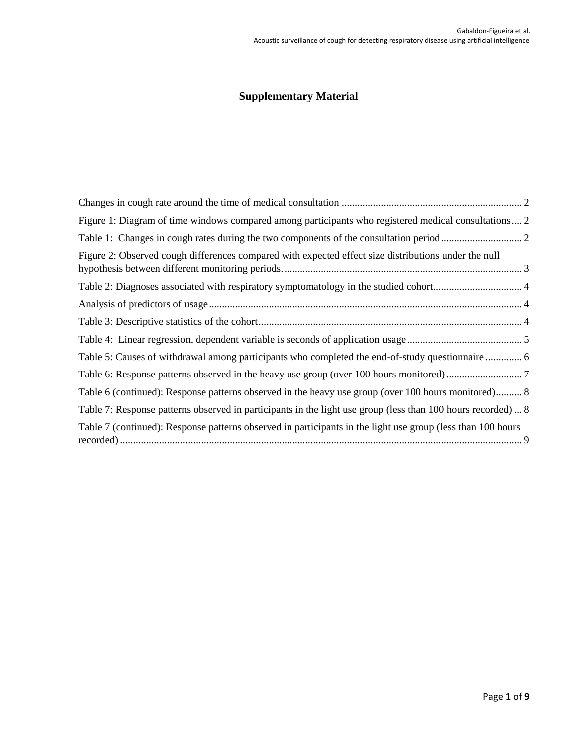# Supplementary Material

Changes in cough rate around the time of medical consultation ..................................................................... 2

Figure 1: Diagram of time windows compared among participants who registered medical consultations.... 2

Table 1: Changes in cough rates during the two components of the consultation period ............................... 2

Figure 2: Observed cough differences compared with expected effect size distributions under the null hypothesis between different monitoring periods. ........................................................................................... 3

Table 2: Diagnoses associated with respiratory symptomatology in the studied cohort.................................. 4

Analysis of predictors of usage ........................................................................................................................ 4

Table 3: Descriptive statistics of the cohort ..................................................................................................... 4

Table 4: Linear regression, dependent variable is seconds of application usage ............................................ 5

Table 5: Causes of withdrawal among participants who completed the end-of-study questionnaire .............. 6

Table 6: Response patterns observed in the heavy use group (over 100 hours monitored) ............................. 7

Table 6 (continued): Response patterns observed in the heavy use group (over 100 hours monitored).......... 8

Table 7: Response patterns observed in participants in the light use group (less than 100 hours recorded) ... 8

Table 7 (continued): Response patterns observed in participants in the light use group (less than 100 hours recorded) ......................................................................................................................................................... 9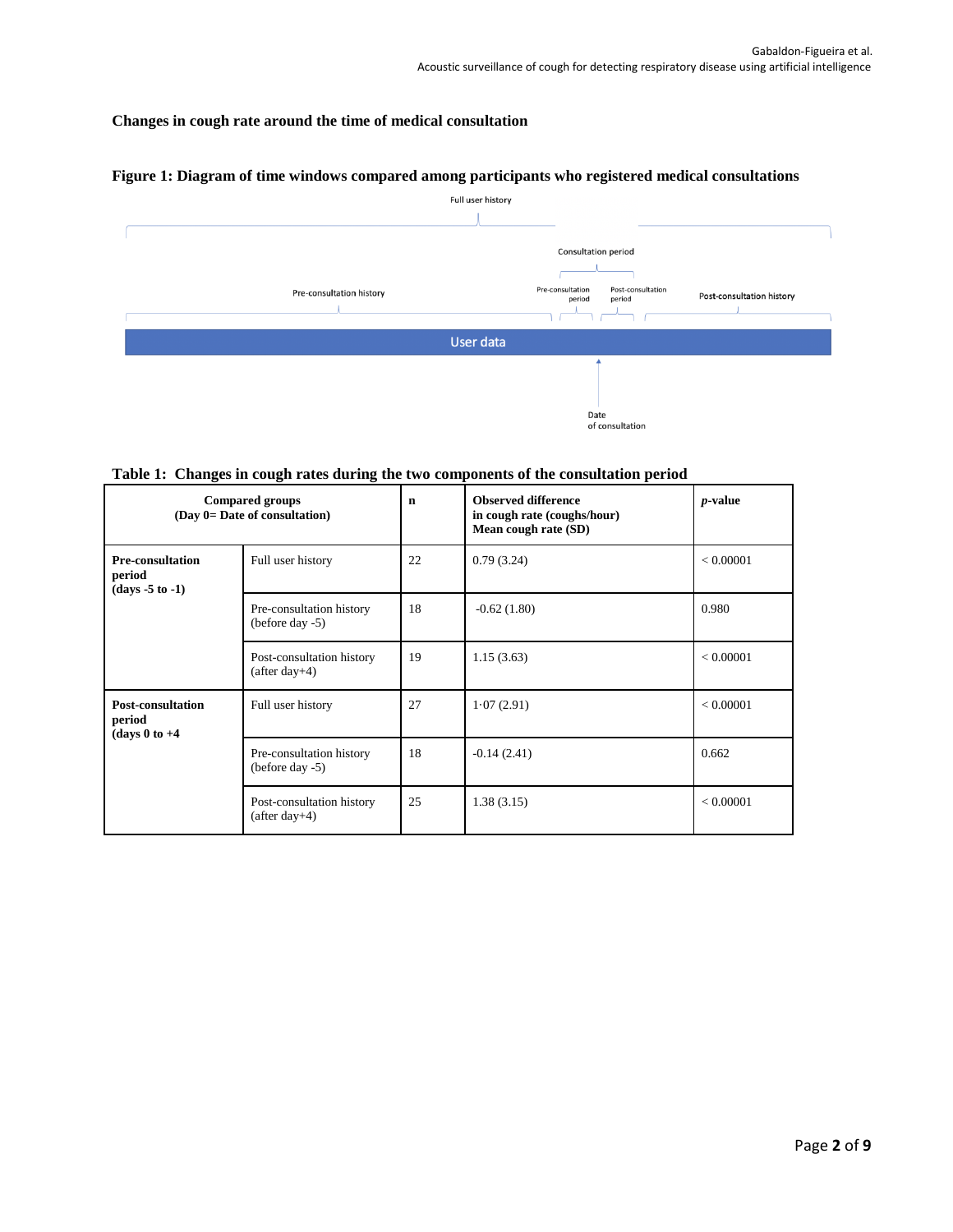## Changes in cough rate around the time of medical consultation

**Figure 1: Diagram of time windows compared among participants who registered medical consultations**

Full user history

Consultation period

Pre-consultation history

Pre-consultation period

Post-consultation period

Post-consultation history

User data

Date of consultation

**Table 1: Changes in cough rates during the two components of the consultation period**

| Compared groups (Day 0= Date of consultation) | | n | Observed difference in cough rate (coughs/hour) Mean cough rate (SD) | *p*-value |
|---|---|---|---|---|
| **Pre-consultation period (days -5 to -1)** | Full user history | 22 | 0.79 (3.24) | < 0.00001 |
| | Pre-consultation history (before day -5) | 18 | -0.62 (1.80) | 0.980 |
| | Post-consultation history (after day+4) | 19 | 1.15 (3.63) | < 0.00001 |
| **Post-consultation period (days 0 to +4** | Full user history | 27 | 1·07 (2.91) | < 0.00001 |
| | Pre-consultation history (before day -5) | 18 | -0.14 (2.41) | 0.662 |
| | Post-consultation history (after day+4) | 25 | 1.38 (3.15) | < 0.00001 |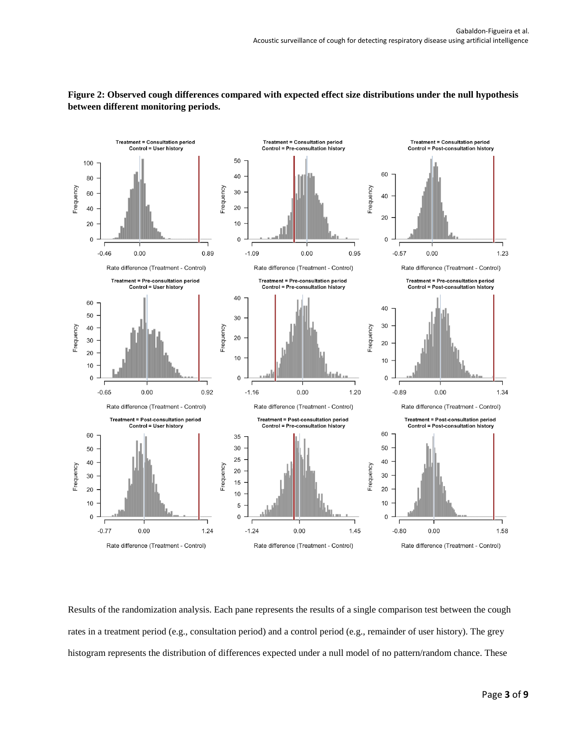**Figure 2: Observed cough differences compared with expected effect size distributions under the null hypothesis between different monitoring periods.**

Results of the randomization analysis. Each pane represents the results of a single comparison test between the cough rates in a treatment period (e.g., consultation period) and a control period (e.g., remainder of user history). The grey histogram represents the distribution of differences expected under a null model of no pattern/random chance. These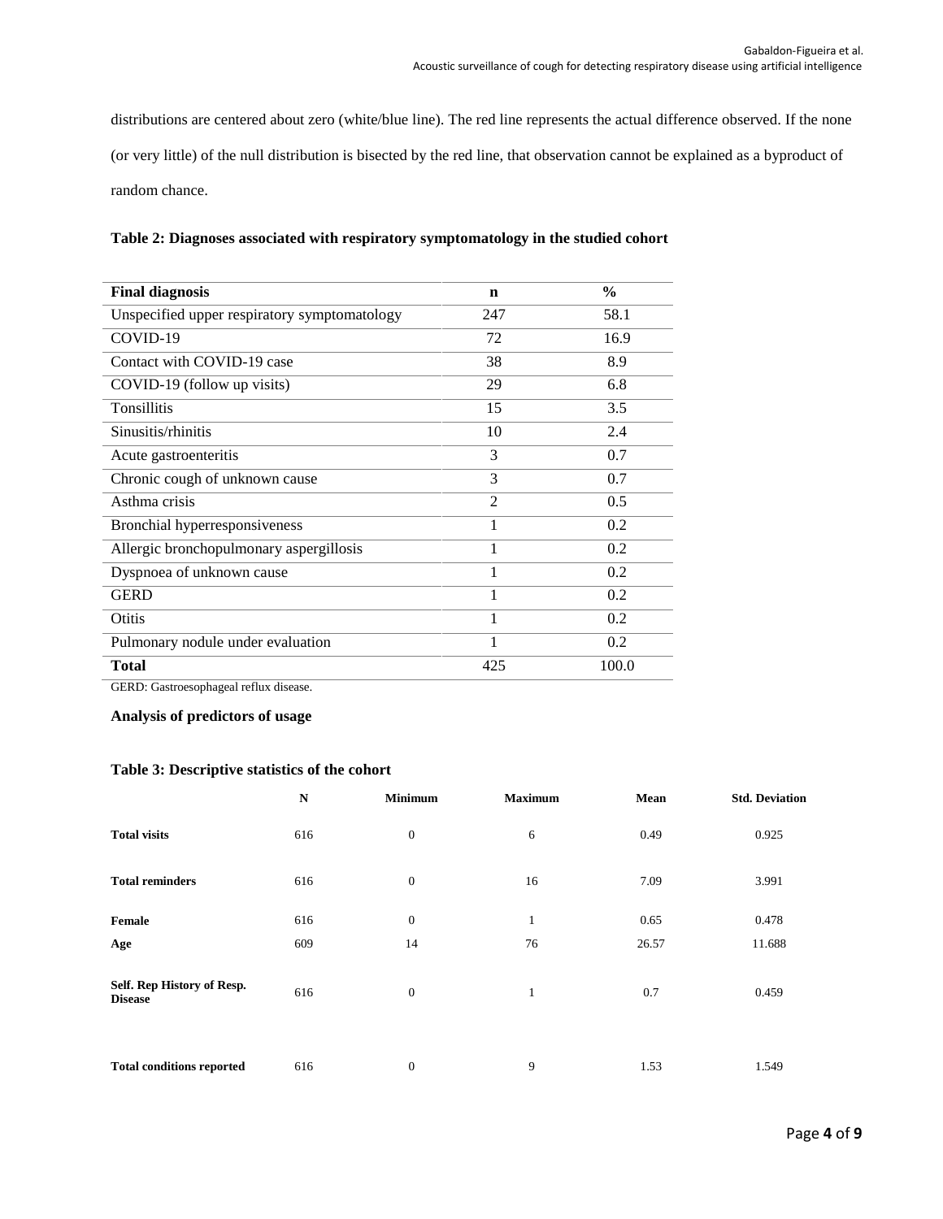distributions are centered about zero (white/blue line). The red line represents the actual difference observed. If the none (or very little) of the null distribution is bisected by the red line, that observation cannot be explained as a byproduct of random chance.

**Table 2: Diagnoses associated with respiratory symptomatology in the studied cohort**

| Final diagnosis | n | % |
|---|---|---|
| Unspecified upper respiratory symptomatology | 247 | 58.1 |
| COVID-19 | 72 | 16.9 |
| Contact with COVID-19 case | 38 | 8.9 |
| COVID-19 (follow up visits) | 29 | 6.8 |
| Tonsillitis | 15 | 3.5 |
| Sinusitis/rhinitis | 10 | 2.4 |
| Acute gastroenteritis | 3 | 0.7 |
| Chronic cough of unknown cause | 3 | 0.7 |
| Asthma crisis | 2 | 0.5 |
| Bronchial hyperresponsiveness | 1 | 0.2 |
| Allergic bronchopulmonary aspergillosis | 1 | 0.2 |
| Dyspnoea of unknown cause | 1 | 0.2 |
| GERD | 1 | 0.2 |
| Otitis | 1 | 0.2 |
| Pulmonary nodule under evaluation | 1 | 0.2 |
| **Total** | 425 | 100.0 |

GERD: Gastroesophageal reflux disease.

### Analysis of predictors of usage

**Table 3: Descriptive statistics of the cohort**

| | N | Minimum | Maximum | Mean | Std. Deviation |
|---|---|---|---|---|---|
| **Total visits** | 616 | 0 | 6 | 0.49 | 0.925 |
| **Total reminders** | 616 | 0 | 16 | 7.09 | 3.991 |
| **Female** | 616 | 0 | 1 | 0.65 | 0.478 |
| **Age** | 609 | 14 | 76 | 26.57 | 11.688 |
| **Self. Rep History of Resp. Disease** | 616 | 0 | 1 | 0.7 | 0.459 |
| **Total conditions reported** | 616 | 0 | 9 | 1.53 | 1.549 |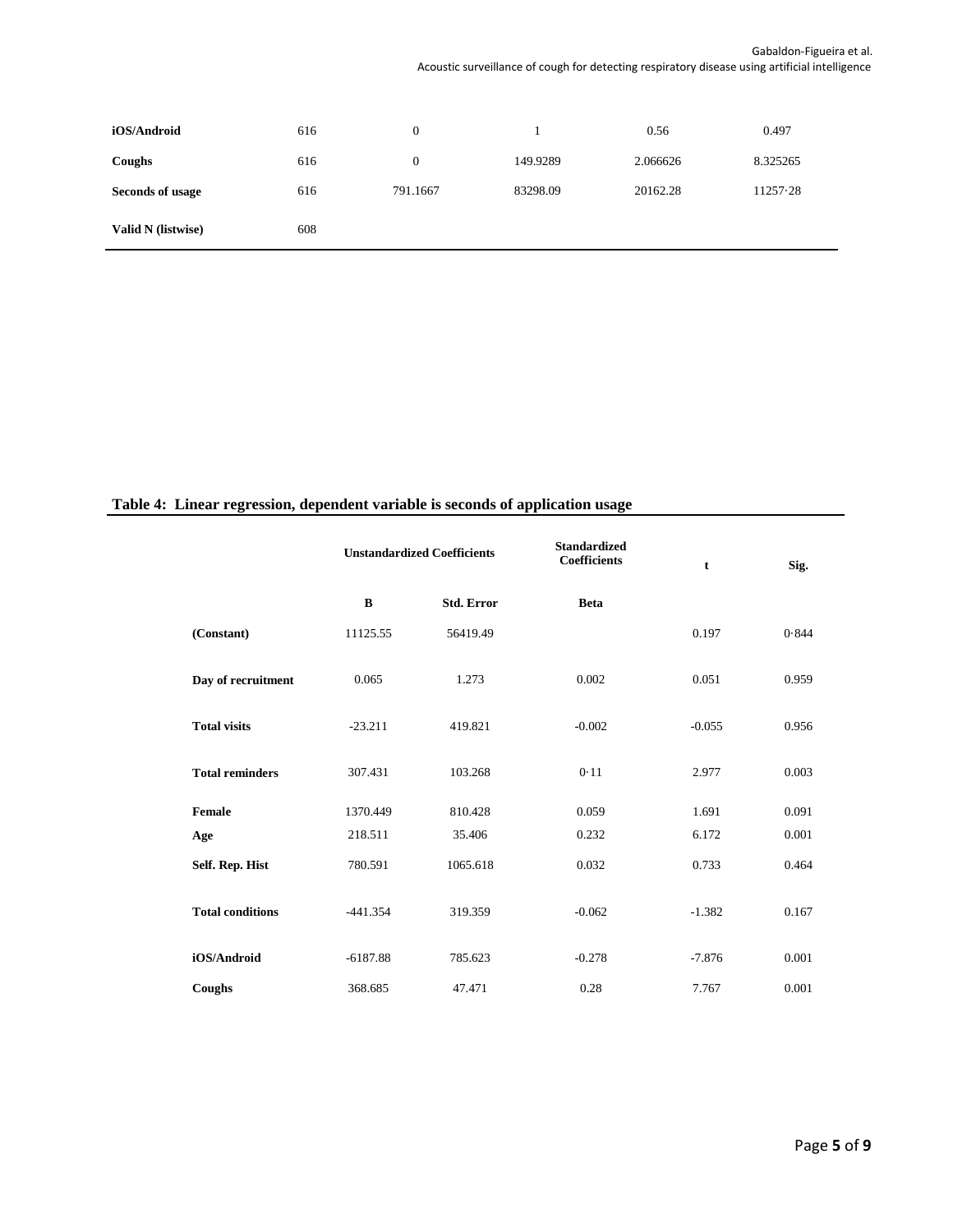| | | | | | |
|---|---|---|---|---|---|
| **iOS/Android** | 616 | 0 | 1 | 0.56 | 0.497 |
| **Coughs** | 616 | 0 | 149.9289 | 2.066626 | 8.325265 |
| **Seconds of usage** | 616 | 791.1667 | 83298.09 | 20162.28 | 11257·28 |
| **Valid N (listwise)** | 608 | | | | |

**Table 4: Linear regression, dependent variable is seconds of application usage**

| | Unstandardized Coefficients | | Standardized Coefficients | t | Sig. |
|---|---|---|---|---|---|
| | **B** | **Std. Error** | **Beta** | | |
| **(Constant)** | 11125.55 | 56419.49 | | 0.197 | 0·844 |
| **Day of recruitment** | 0.065 | 1.273 | 0.002 | 0.051 | 0.959 |
| **Total visits** | -23.211 | 419.821 | -0.002 | -0.055 | 0.956 |
| **Total reminders** | 307.431 | 103.268 | 0·11 | 2.977 | 0.003 |
| **Female** | 1370.449 | 810.428 | 0.059 | 1.691 | 0.091 |
| **Age** | 218.511 | 35.406 | 0.232 | 6.172 | 0.001 |
| **Self. Rep. Hist** | 780.591 | 1065.618 | 0.032 | 0.733 | 0.464 |
| **Total conditions** | -441.354 | 319.359 | -0.062 | -1.382 | 0.167 |
| **iOS/Android** | -6187.88 | 785.623 | -0.278 | -7.876 | 0.001 |
| **Coughs** | 368.685 | 47.471 | 0.28 | 7.767 | 0.001 |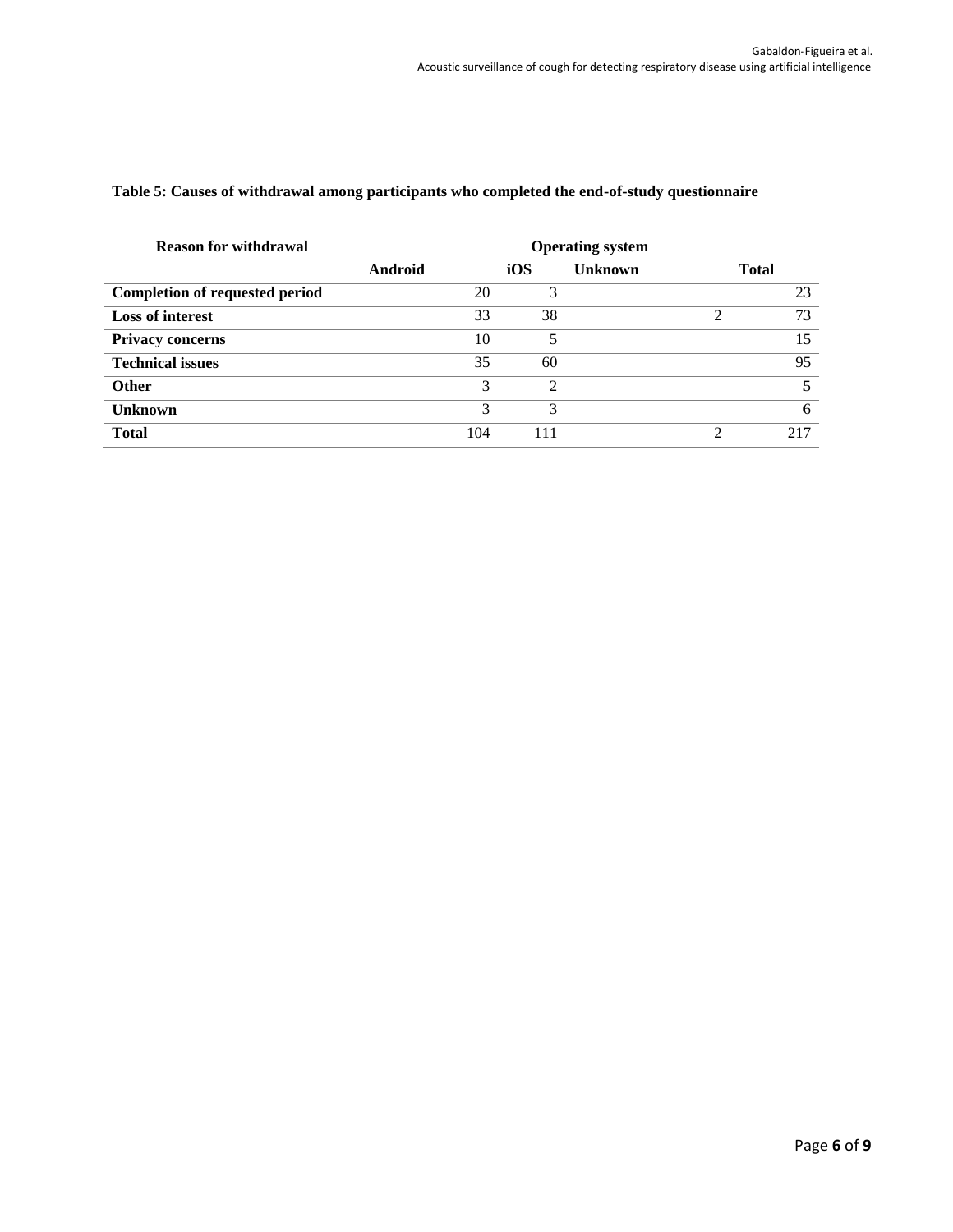**Table 5: Causes of withdrawal among participants who completed the end-of-study questionnaire**

| Reason for withdrawal | Operating system | | | |
|---|---|---|---|---|
| | Android | iOS | Unknown | Total |
| **Completion of requested period** | 20 | 3 | | 23 |
| **Loss of interest** | 33 | 38 | 2 | 73 |
| **Privacy concerns** | 10 | 5 | | 15 |
| **Technical issues** | 35 | 60 | | 95 |
| **Other** | 3 | 2 | | 5 |
| **Unknown** | 3 | 3 | | 6 |
| **Total** | 104 | 111 | 2 | 217 |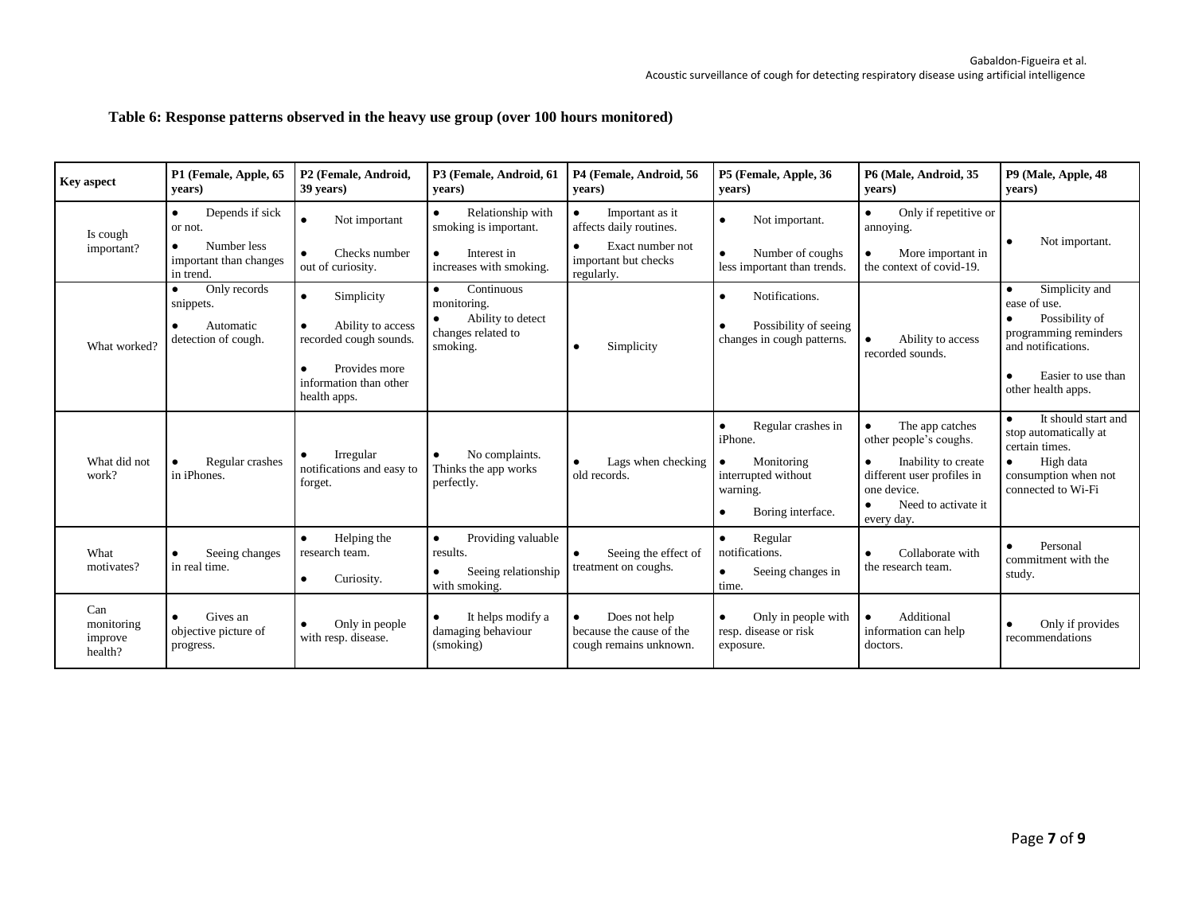**Table 6: Response patterns observed in the heavy use group (over 100 hours monitored)**

| Key aspect | P1 (Female, Apple, 65 years) | P2 (Female, Android, 39 years) | P3 (Female, Android, 61 years) | P4 (Female, Android, 56 years) | P5 (Female, Apple, 36 years) | P6 (Male, Android, 35 years) | P9 (Male, Apple, 48 years) |
|---|---|---|---|---|---|---|---|
| Is cough important? | • Depends if sick or not. <br> • Number less important than changes in trend. | • Not important <br> • Checks number out of curiosity. | • Relationship with smoking is important. <br> • Interest in increases with smoking. | • Important as it affects daily routines. <br> • Exact number not important but checks regularly. | • Not important. <br> • Number of coughs less important than trends. | • Only if repetitive or annoying. <br> • More important in the context of covid-19. | • Not important. |
| What worked? | • Only records snippets. <br> • Automatic detection of cough. | • Simplicity <br> • Ability to access recorded cough sounds. <br> • Provides more information than other health apps. | • Continuous monitoring. <br> • Ability to detect changes related to smoking. | • Simplicity | • Notifications. <br> • Possibility of seeing changes in cough patterns. | • Ability to access recorded sounds. | • Simplicity and ease of use. <br> • Possibility of programming reminders and notifications. <br> • Easier to use than other health apps. |
| What did not work? | • Regular crashes in iPhones. | • Irregular notifications and easy to forget. | • No complaints. Thinks the app works perfectly. | • Lags when checking old records. | • Regular crashes in iPhone. <br> • Monitoring interrupted without warning. <br> • Boring interface. | • The app catches other people's coughs. <br> • Inability to create different user profiles in one device. <br> • Need to activate it every day. | • It should start and stop automatically at certain times. <br> • High data consumption when not connected to Wi-Fi |
| What motivates? | • Seeing changes in real time. | • Helping the research team. <br> • Curiosity. | • Providing valuable results. <br> • Seeing relationship with smoking. | • Seeing the effect of treatment on coughs. | • Regular notifications. <br> • Seeing changes in time. | • Collaborate with the research team. | • Personal commitment with the study. |
| Can monitoring improve health? | • Gives an objective picture of progress. | • Only in people with resp. disease. | • It helps modify a damaging behaviour (smoking) | • Does not help because the cause of the cough remains unknown. | • Only in people with resp. disease or risk exposure. | • Additional information can help doctors. | • Only if provides recommendations |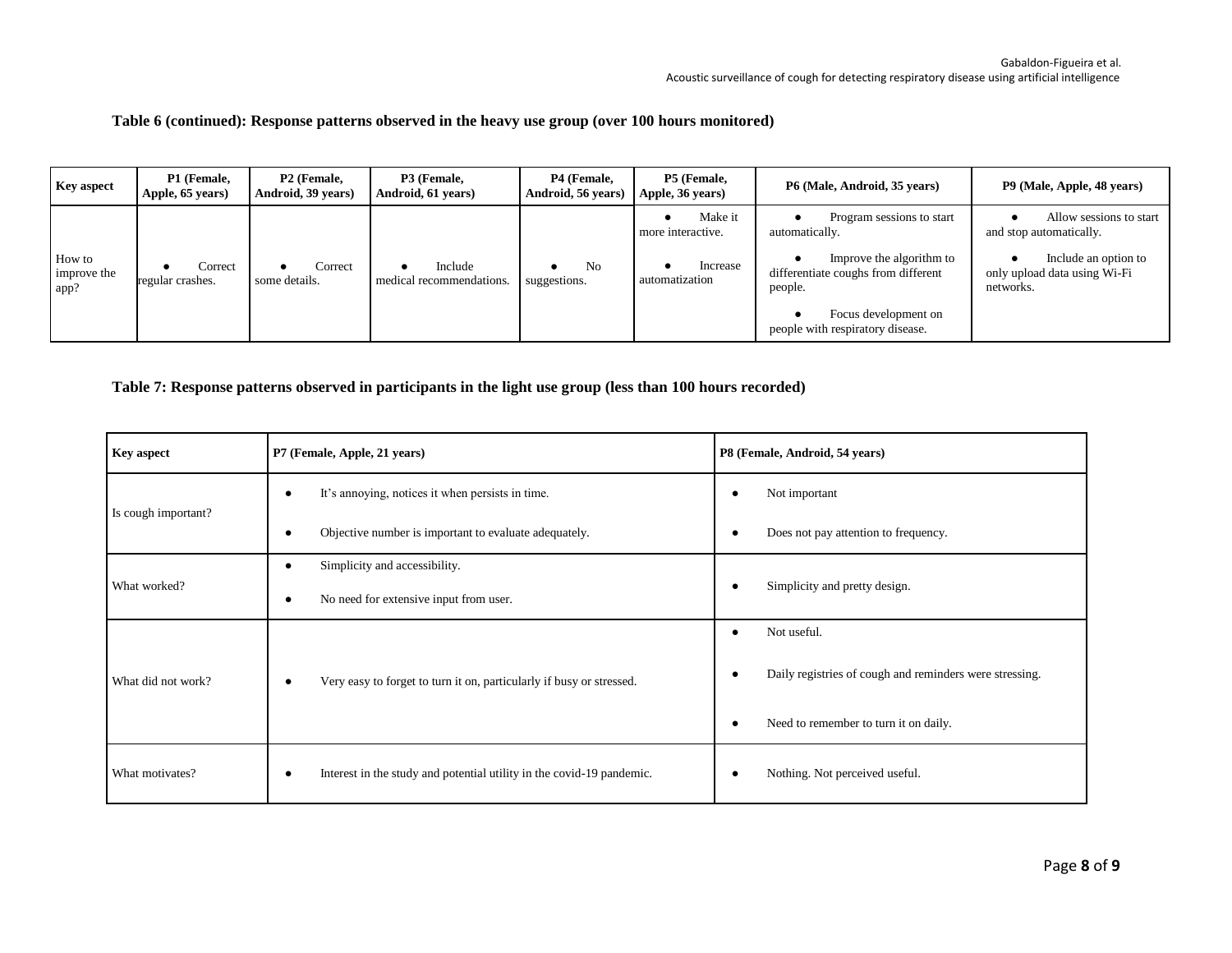**Table 6 (continued): Response patterns observed in the heavy use group (over 100 hours monitored)**

| Key aspect | P1 (Female, Apple, 65 years) | P2 (Female, Android, 39 years) | P3 (Female, Android, 61 years) | P4 (Female, Android, 56 years) | P5 (Female, Apple, 36 years) | P6 (Male, Android, 35 years) | P9 (Male, Apple, 48 years) |
|---|---|---|---|---|---|---|---|
| How to improve the app? | ● Correct regular crashes. | ● Correct some details. | ● Include medical recommendations. | ● No suggestions. | ● Make it more interactive. ● Increase automatization | ● Program sessions to start automatically. ● Improve the algorithm to differentiate coughs from different people. ● Focus development on people with respiratory disease. | ● Allow sessions to start and stop automatically. ● Include an option to only upload data using Wi-Fi networks. |

**Table 7: Response patterns observed in participants in the light use group (less than 100 hours recorded)**

| Key aspect | P7 (Female, Apple, 21 years) | P8 (Female, Android, 54 years) |
|---|---|---|
| Is cough important? | ● It's annoying, notices it when persists in time. ● Objective number is important to evaluate adequately. | ● Not important ● Does not pay attention to frequency. |
| What worked? | ● Simplicity and accessibility. ● No need for extensive input from user. | ● Simplicity and pretty design. |
| What did not work? | ● Very easy to forget to turn it on, particularly if busy or stressed. | ● Not useful. ● Daily registries of cough and reminders were stressing. ● Need to remember to turn it on daily. |
| What motivates? | ● Interest in the study and potential utility in the covid-19 pandemic. | ● Nothing. Not perceived useful. |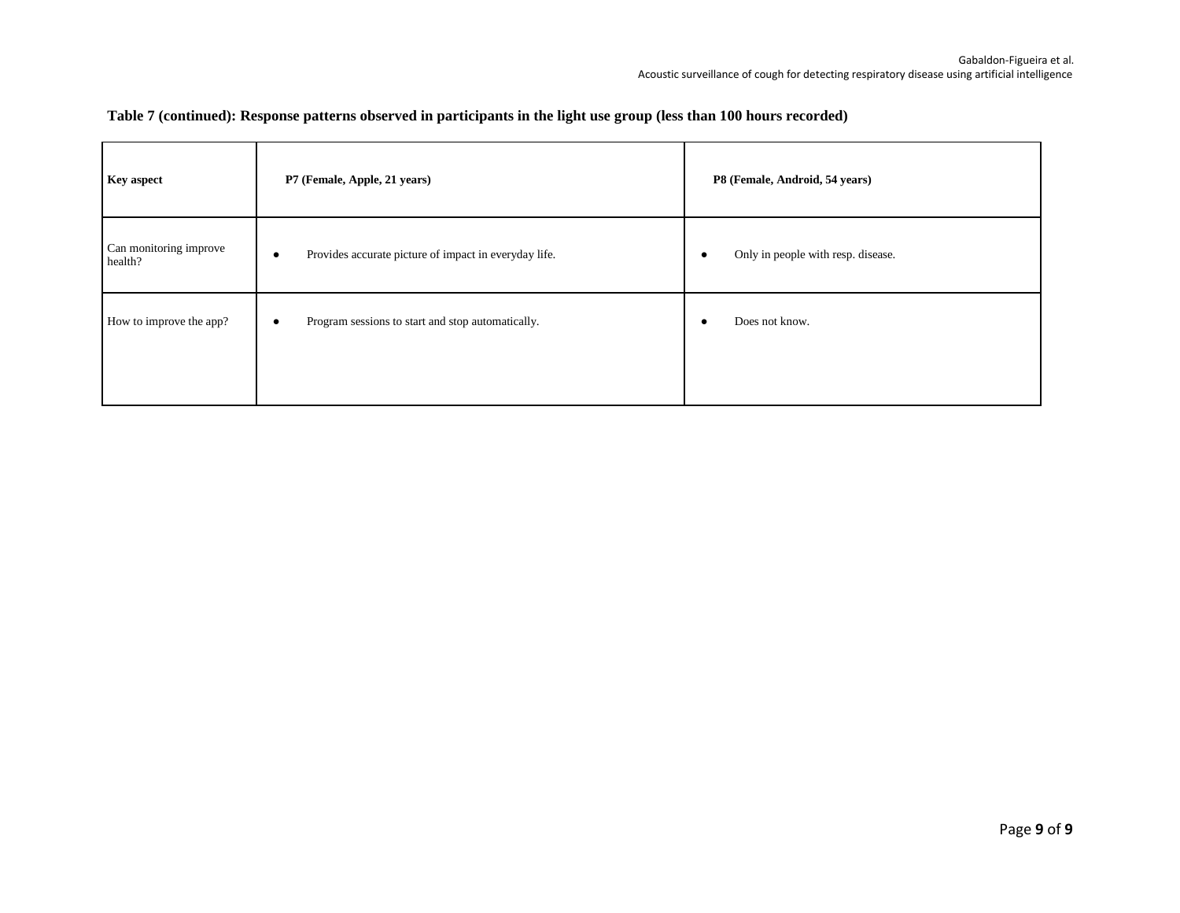**Table 7 (continued): Response patterns observed in participants in the light use group (less than 100 hours recorded)**

| Key aspect | P7 (Female, Apple, 21 years) | P8 (Female, Android, 54 years) |
|---|---|---|
| Can monitoring improve health? | • Provides accurate picture of impact in everyday life. | • Only in people with resp. disease. |
| How to improve the app? | • Program sessions to start and stop automatically. | • Does not know. |